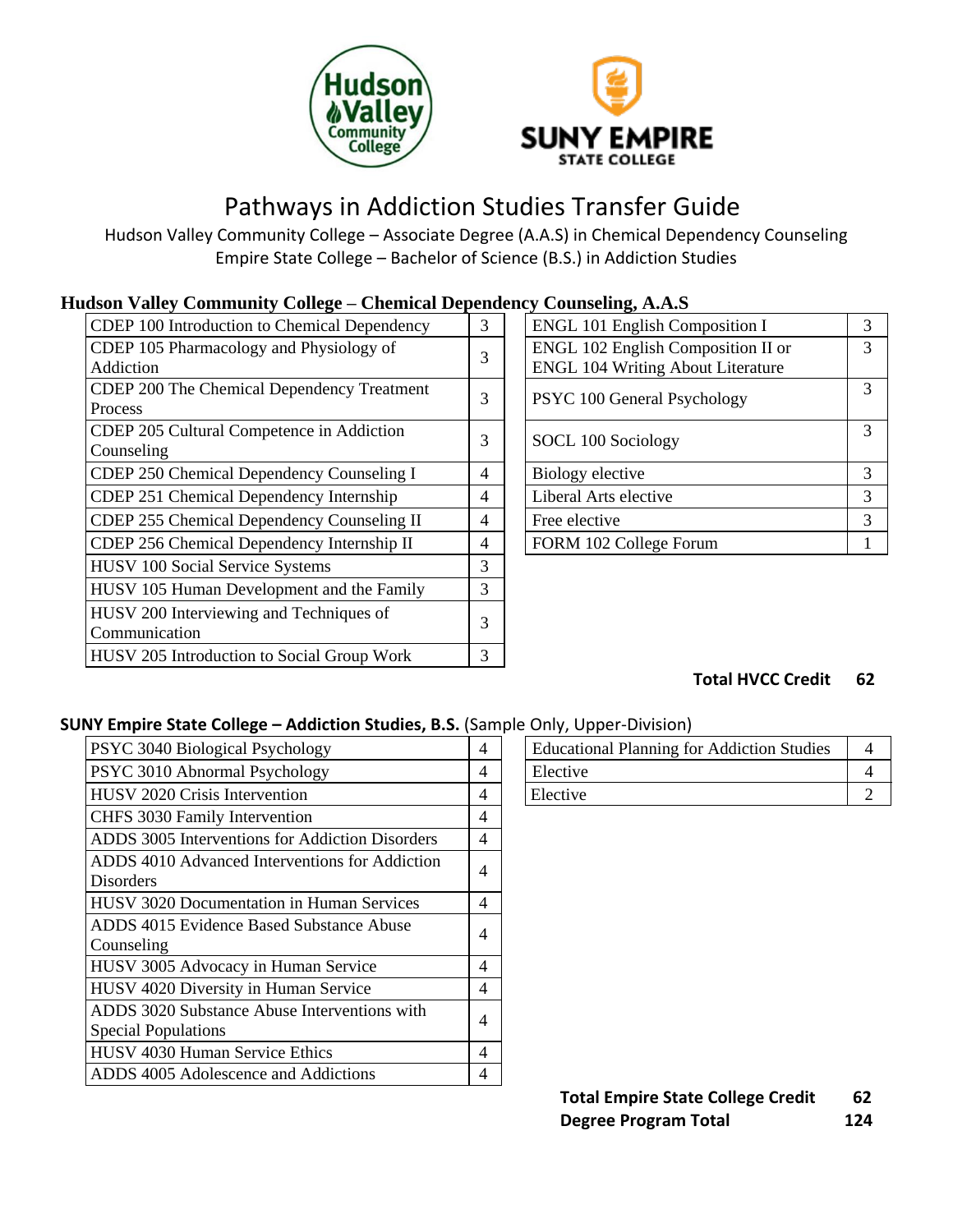# Pathways in Addiction Studies Transfer Guide

Hudson Valley Community College – Associate Degree (A.A.S) in Chemical Dependency Counseling
Empire State College – Bachelor of Science (B.S.) in Addiction Studies

## Hudson Valley Community College – Chemical Dependency Counseling, A.A.S

| Course | Credits |
|---|---|
| CDEP 100 Introduction to Chemical Dependency | 3 |
| CDEP 105 Pharmacology and Physiology of Addiction | 3 |
| CDEP 200 The Chemical Dependency Treatment Process | 3 |
| CDEP 205 Cultural Competence in Addiction Counseling | 3 |
| CDEP 250 Chemical Dependency Counseling I | 4 |
| CDEP 251 Chemical Dependency Internship | 4 |
| CDEP 255 Chemical Dependency Counseling II | 4 |
| CDEP 256 Chemical Dependency Internship II | 4 |
| HUSV 100 Social Service Systems | 3 |
| HUSV 105 Human Development and the Family | 3 |
| HUSV 200 Interviewing and Techniques of Communication | 3 |
| HUSV 205 Introduction to Social Group Work | 3 |

| Course | Credits |
|---|---|
| ENGL 101 English Composition I | 3 |
| ENGL 102 English Composition II or ENGL 104 Writing About Literature | 3 |
| PSYC 100 General Psychology | 3 |
| SOCL 100 Sociology | 3 |
| Biology elective | 3 |
| Liberal Arts elective | 3 |
| Free elective | 3 |
| FORM 102 College Forum | 1 |

**Total HVCC Credit 62**

## SUNY Empire State College – Addiction Studies, B.S. (Sample Only, Upper-Division)

| Course | Credits |
|---|---|
| PSYC 3040 Biological Psychology | 4 |
| PSYC 3010 Abnormal Psychology | 4 |
| HUSV 2020 Crisis Intervention | 4 |
| CHFS 3030 Family Intervention | 4 |
| ADDS 3005 Interventions for Addiction Disorders | 4 |
| ADDS 4010 Advanced Interventions for Addiction Disorders | 4 |
| HUSV 3020 Documentation in Human Services | 4 |
| ADDS 4015 Evidence Based Substance Abuse Counseling | 4 |
| HUSV 3005 Advocacy in Human Service | 4 |
| HUSV 4020 Diversity in Human Service | 4 |
| ADDS 3020 Substance Abuse Interventions with Special Populations | 4 |
| HUSV 4030 Human Service Ethics | 4 |
| ADDS 4005 Adolescence and Addictions | 4 |

| Course | Credits |
|---|---|
| Educational Planning for Addiction Studies | 4 |
| Elective | 4 |
| Elective | 2 |

**Total Empire State College Credit 62**
**Degree Program Total 124**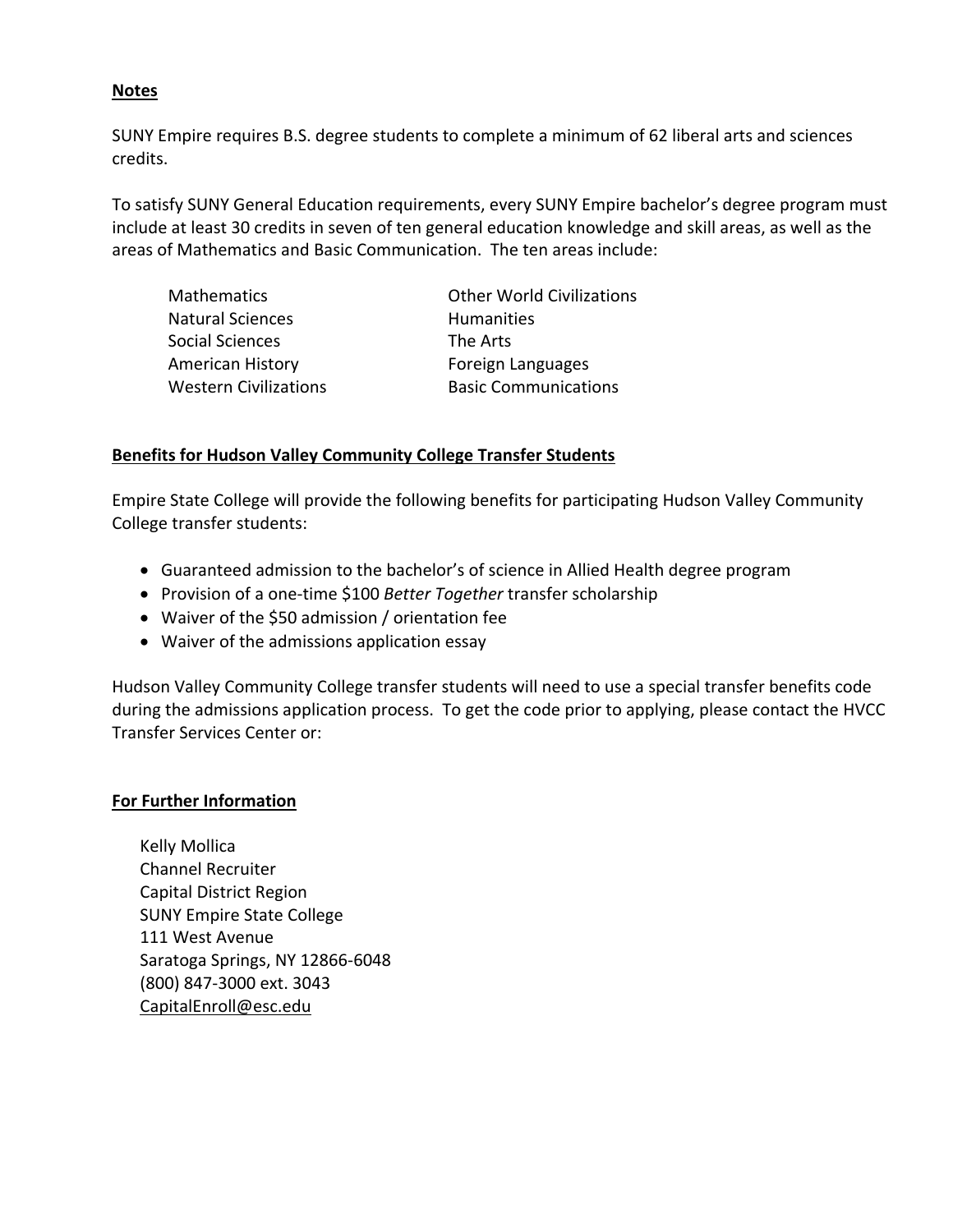**Notes**

SUNY Empire requires B.S. degree students to complete a minimum of 62 liberal arts and sciences credits.

To satisfy SUNY General Education requirements, every SUNY Empire bachelor's degree program must include at least 30 credits in seven of ten general education knowledge and skill areas, as well as the areas of Mathematics and Basic Communication. The ten areas include:

| | |
|---|---|
| Mathematics | Other World Civilizations |
| Natural Sciences | Humanities |
| Social Sciences | The Arts |
| American History | Foreign Languages |
| Western Civilizations | Basic Communications |

**Benefits for Hudson Valley Community College Transfer Students**

Empire State College will provide the following benefits for participating Hudson Valley Community College transfer students:

- Guaranteed admission to the bachelor's of science in Allied Health degree program
- Provision of a one-time $100 *Better Together* transfer scholarship
- Waiver of the $50 admission / orientation fee
- Waiver of the admissions application essay

Hudson Valley Community College transfer students will need to use a special transfer benefits code during the admissions application process. To get the code prior to applying, please contact the HVCC Transfer Services Center or:

**For Further Information**

Kelly Mollica
Channel Recruiter
Capital District Region
SUNY Empire State College
111 West Avenue
Saratoga Springs, NY 12866-6048
(800) 847-3000 ext. 3043
CapitalEnroll@esc.edu